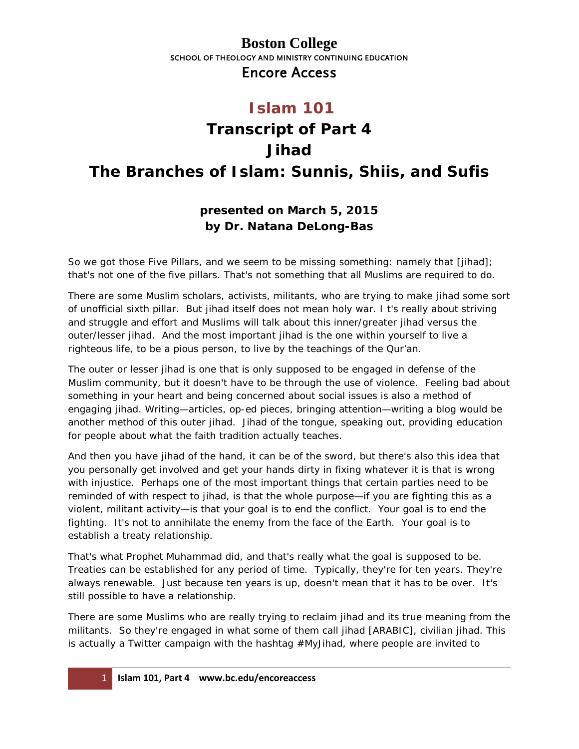# Boston College

SCHOOL OF THEOLOGY AND MINISTRY CONTINUING EDUCATION

Encore Access

## Islam 101

## Transcript of Part 4

## Jihad

## The Branches of Islam: Sunnis, Shiis, and Sufis

**presented on March 5, 2015**
**by Dr. Natana DeLong-Bas**

So we got those Five Pillars, and we seem to be missing something: namely that [jihad]; that's not one of the five pillars. That's not something that all Muslims are required to do.

There are some Muslim scholars, activists, militants, who are trying to make jihad some sort of unofficial sixth pillar. But jihad itself does not mean holy war. I t's really about striving and struggle and effort and Muslims will talk about this inner/greater jihad versus the outer/lesser jihad. And the most important jihad is the one within yourself to live a righteous life, to be a pious person, to live by the teachings of the Qur'an.

The outer or lesser jihad is one that is only supposed to be engaged in defense of the Muslim community, but it doesn't have to be through the use of violence. Feeling bad about something in your heart and being concerned about social issues is also a method of engaging jihad. Writing—articles, op-ed pieces, bringing attention—writing a blog would be another method of this outer jihad. Jihad of the tongue, speaking out, providing education for people about what the faith tradition actually teaches.

And then you have jihad of the hand, it can be of the sword, but there's also this idea that you personally get involved and get your hands dirty in fixing whatever it is that is wrong with injustice. Perhaps one of the most important things that certain parties need to be reminded of with respect to jihad, is that the whole purpose—if you are fighting this as a violent, militant activity—is that your goal is to end the conflict. Your goal is to end the fighting. It's not to annihilate the enemy from the face of the Earth. Your goal is to establish a treaty relationship.

That's what Prophet Muhammad did, and that's really what the goal is supposed to be. Treaties can be established for any period of time. Typically, they're for ten years. They're always renewable. Just because ten years is up, doesn't mean that it has to be over. It's still possible to have a relationship.

There are some Muslims who are really trying to reclaim jihad and its true meaning from the militants. So they're engaged in what some of them call jihad [ARABIC], civilian jihad. This is actually a Twitter campaign with the hashtag #MyJihad, where people are invited to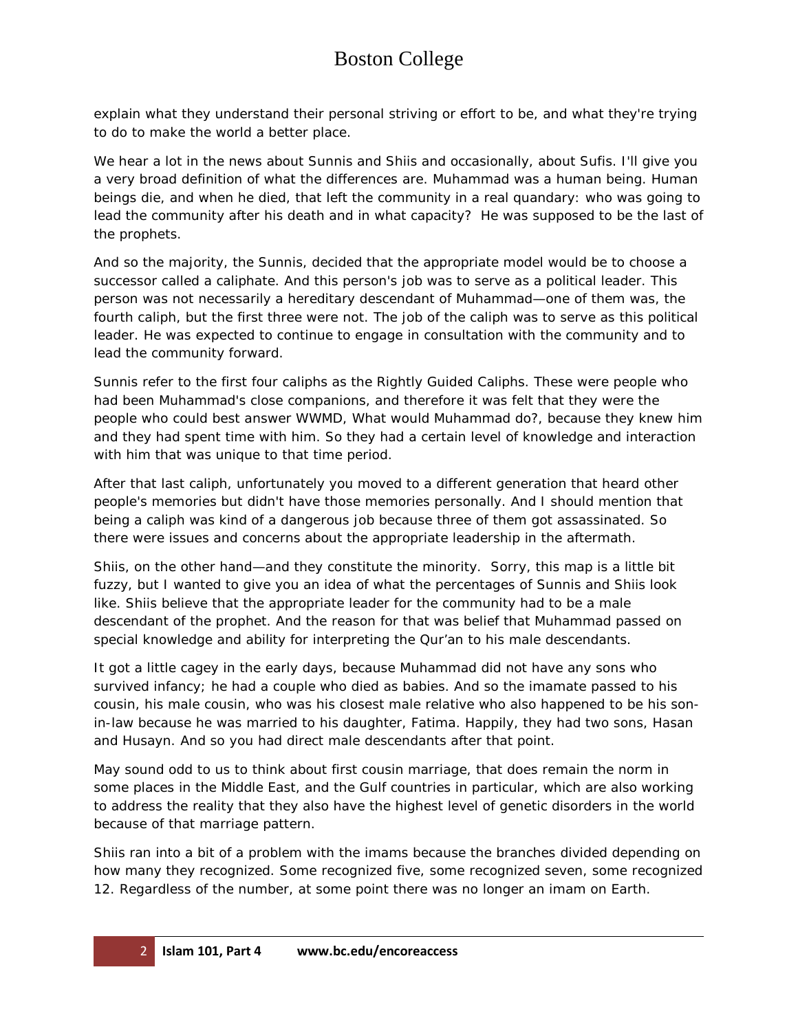explain what they understand their personal striving or effort to be, and what they're trying to do to make the world a better place.

We hear a lot in the news about Sunnis and Shiis and occasionally, about Sufis. I'll give you a very broad definition of what the differences are. Muhammad was a human being. Human beings die, and when he died, that left the community in a real quandary: who was going to lead the community after his death and in what capacity? He was supposed to be the last of the prophets.

And so the majority, the Sunnis, decided that the appropriate model would be to choose a successor called a caliphate. And this person's job was to serve as a political leader. This person was not necessarily a hereditary descendant of Muhammad—one of them was, the fourth caliph, but the first three were not. The job of the caliph was to serve as this political leader. He was expected to continue to engage in consultation with the community and to lead the community forward.

Sunnis refer to the first four caliphs as the Rightly Guided Caliphs. These were people who had been Muhammad's close companions, and therefore it was felt that they were the people who could best answer WWMD, What would Muhammad do?, because they knew him and they had spent time with him. So they had a certain level of knowledge and interaction with him that was unique to that time period.

After that last caliph, unfortunately you moved to a different generation that heard other people's memories but didn't have those memories personally. And I should mention that being a caliph was kind of a dangerous job because three of them got assassinated. So there were issues and concerns about the appropriate leadership in the aftermath.

Shiis, on the other hand—and they constitute the minority. Sorry, this map is a little bit fuzzy, but I wanted to give you an idea of what the percentages of Sunnis and Shiis look like. Shiis believe that the appropriate leader for the community had to be a male descendant of the prophet. And the reason for that was belief that Muhammad passed on special knowledge and ability for interpreting the Qur'an to his male descendants.

It got a little cagey in the early days, because Muhammad did not have any sons who survived infancy; he had a couple who died as babies. And so the imamate passed to his cousin, his male cousin, who was his closest male relative who also happened to be his son-in-law because he was married to his daughter, Fatima. Happily, they had two sons, Hasan and Husayn. And so you had direct male descendants after that point.

May sound odd to us to think about first cousin marriage, that does remain the norm in some places in the Middle East, and the Gulf countries in particular, which are also working to address the reality that they also have the highest level of genetic disorders in the world because of that marriage pattern.

Shiis ran into a bit of a problem with the imams because the branches divided depending on how many they recognized. Some recognized five, some recognized seven, some recognized 12. Regardless of the number, at some point there was no longer an imam on Earth.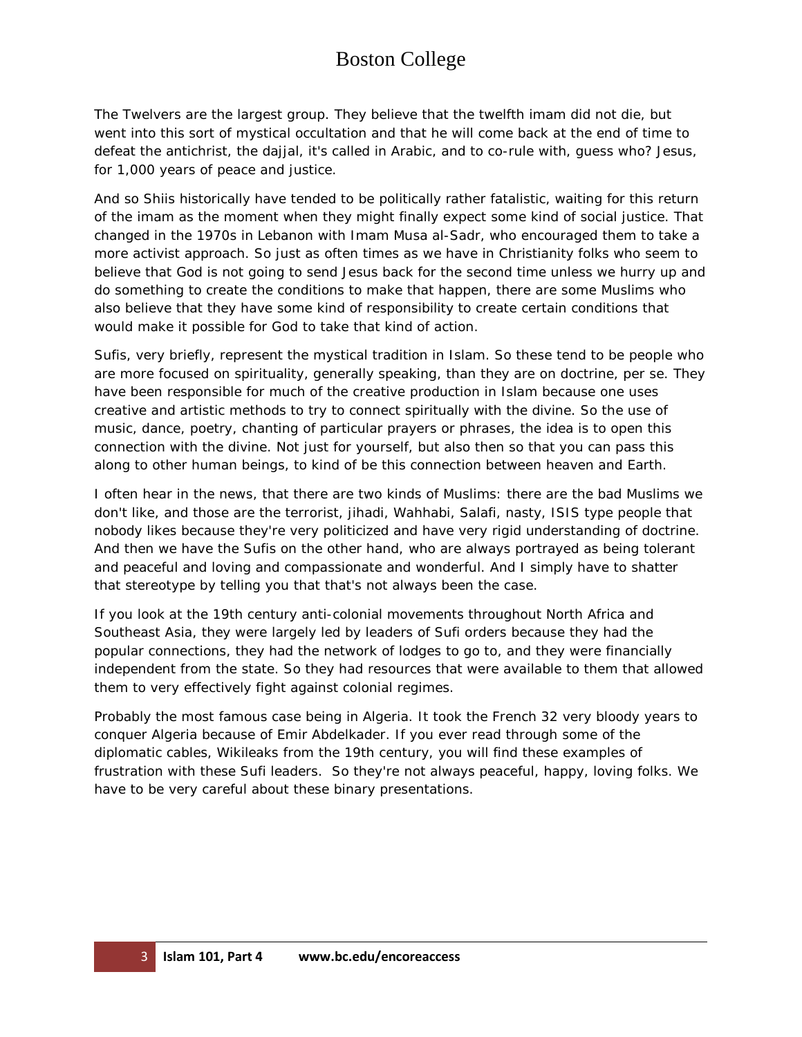The Twelvers are the largest group. They believe that the twelfth imam did not die, but went into this sort of mystical occultation and that he will come back at the end of time to defeat the antichrist, the dajjal, it's called in Arabic, and to co-rule with, guess who? Jesus, for 1,000 years of peace and justice.

And so Shiis historically have tended to be politically rather fatalistic, waiting for this return of the imam as the moment when they might finally expect some kind of social justice. That changed in the 1970s in Lebanon with Imam Musa al-Sadr, who encouraged them to take a more activist approach. So just as often times as we have in Christianity folks who seem to believe that God is not going to send Jesus back for the second time unless we hurry up and do something to create the conditions to make that happen, there are some Muslims who also believe that they have some kind of responsibility to create certain conditions that would make it possible for God to take that kind of action.

Sufis, very briefly, represent the mystical tradition in Islam. So these tend to be people who are more focused on spirituality, generally speaking, than they are on doctrine, per se. They have been responsible for much of the creative production in Islam because one uses creative and artistic methods to try to connect spiritually with the divine. So the use of music, dance, poetry, chanting of particular prayers or phrases, the idea is to open this connection with the divine. Not just for yourself, but also then so that you can pass this along to other human beings, to kind of be this connection between heaven and Earth.

I often hear in the news, that there are two kinds of Muslims: there are the bad Muslims we don't like, and those are the terrorist, jihadi, Wahhabi, Salafi, nasty, ISIS type people that nobody likes because they're very politicized and have very rigid understanding of doctrine. And then we have the Sufis on the other hand, who are always portrayed as being tolerant and peaceful and loving and compassionate and wonderful. And I simply have to shatter that stereotype by telling you that that's not always been the case.

If you look at the 19th century anti-colonial movements throughout North Africa and Southeast Asia, they were largely led by leaders of Sufi orders because they had the popular connections, they had the network of lodges to go to, and they were financially independent from the state. So they had resources that were available to them that allowed them to very effectively fight against colonial regimes.

Probably the most famous case being in Algeria. It took the French 32 very bloody years to conquer Algeria because of Emir Abdelkader. If you ever read through some of the diplomatic cables, Wikileaks from the 19th century, you will find these examples of frustration with these Sufi leaders. So they're not always peaceful, happy, loving folks. We have to be very careful about these binary presentations.